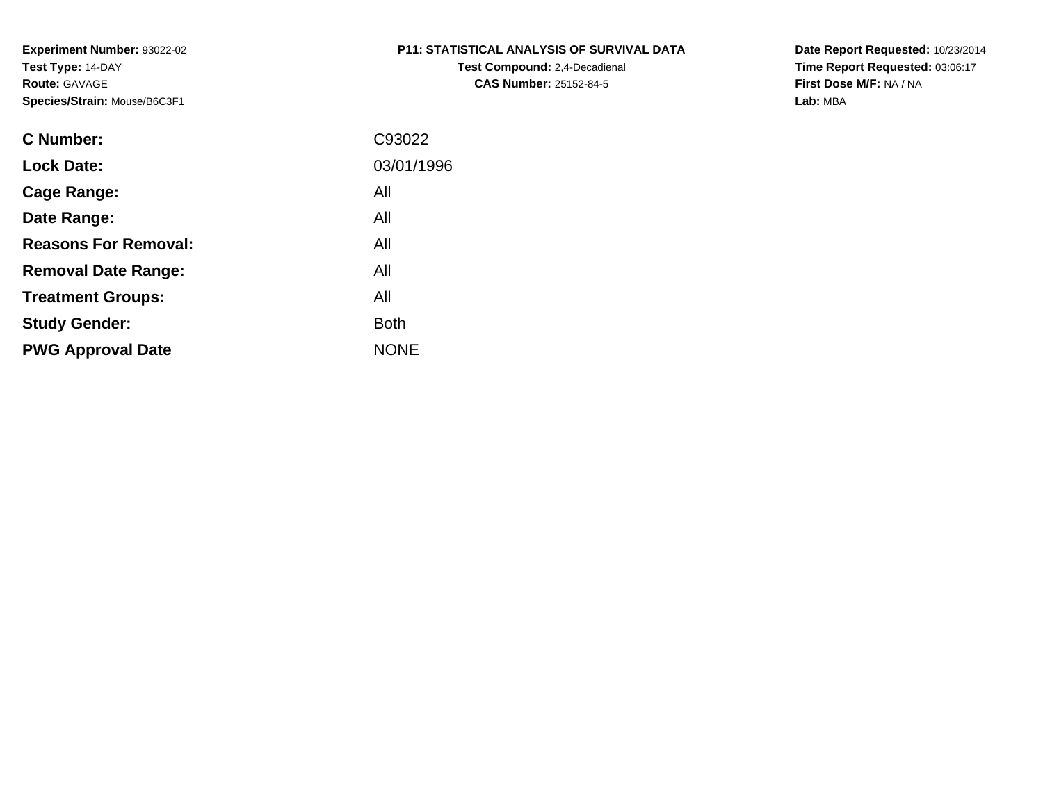**Experiment Number:** 93022-02
**Test Type:** 14-DAY
**Route:** GAVAGE
**Species/Strain:** Mouse/B6C3F1

**P11: STATISTICAL ANALYSIS OF SURVIVAL DATA**
**Test Compound:** 2,4-Decadienal
**CAS Number:** 25152-84-5

**Date Report Requested:** 10/23/2014
**Time Report Requested:** 03:06:17
**First Dose M/F:** NA / NA
**Lab:** MBA

| | |
|---|---|
| **C Number:** | C93022 |
| **Lock Date:** | 03/01/1996 |
| **Cage Range:** | All |
| **Date Range:** | All |
| **Reasons For Removal:** | All |
| **Removal Date Range:** | All |
| **Treatment Groups:** | All |
| **Study Gender:** | Both |
| **PWG Approval Date** | NONE |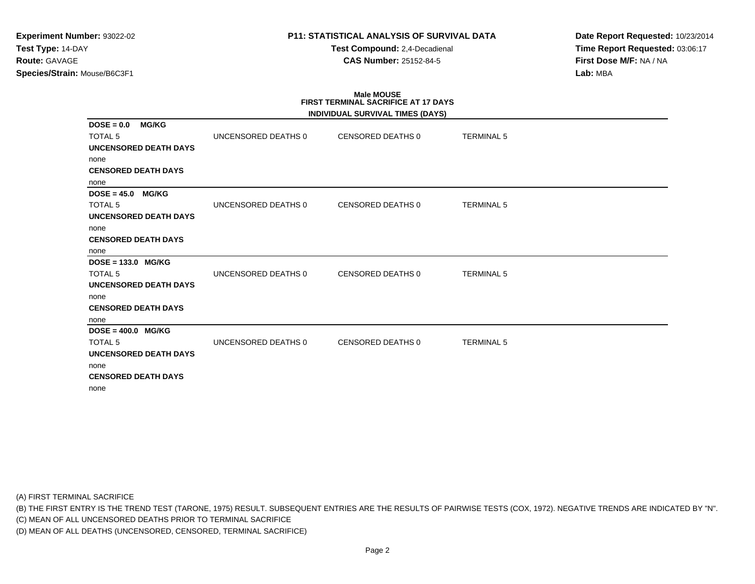**Experiment Number:** 93022-02
**Test Type:** 14-DAY
**Route:** GAVAGE
**Species/Strain:** Mouse/B6C3F1

**P11: STATISTICAL ANALYSIS OF SURVIVAL DATA**
**Test Compound:** 2,4-Decadienal
**CAS Number:** 25152-84-5

**Date Report Requested:** 10/23/2014
**Time Report Requested:** 03:06:17
**First Dose M/F:** NA / NA
**Lab:** MBA

## Male MOUSE
### FIRST TERMINAL SACRIFICE AT 17 DAYS
### INDIVIDUAL SURVIVAL TIMES (DAYS)

**DOSE = 0.0 MG/KG**

| TOTAL 5 | UNCENSORED DEATHS 0 | CENSORED DEATHS 0 | TERMINAL 5 |
|---|---|---|---|

**UNCENSORED DEATH DAYS**
none
**CENSORED DEATH DAYS**
none

**DOSE = 45.0 MG/KG**

| TOTAL 5 | UNCENSORED DEATHS 0 | CENSORED DEATHS 0 | TERMINAL 5 |
|---|---|---|---|

**UNCENSORED DEATH DAYS**
none
**CENSORED DEATH DAYS**
none

**DOSE = 133.0 MG/KG**

| TOTAL 5 | UNCENSORED DEATHS 0 | CENSORED DEATHS 0 | TERMINAL 5 |
|---|---|---|---|

**UNCENSORED DEATH DAYS**
none
**CENSORED DEATH DAYS**
none

**DOSE = 400.0 MG/KG**

| TOTAL 5 | UNCENSORED DEATHS 0 | CENSORED DEATHS 0 | TERMINAL 5 |
|---|---|---|---|

**UNCENSORED DEATH DAYS**
none
**CENSORED DEATH DAYS**
none

(A) FIRST TERMINAL SACRIFICE
(B) THE FIRST ENTRY IS THE TREND TEST (TARONE, 1975) RESULT. SUBSEQUENT ENTRIES ARE THE RESULTS OF PAIRWISE TESTS (COX, 1972). NEGATIVE TRENDS ARE INDICATED BY "N".
(C) MEAN OF ALL UNCENSORED DEATHS PRIOR TO TERMINAL SACRIFICE
(D) MEAN OF ALL DEATHS (UNCENSORED, CENSORED, TERMINAL SACRIFICE)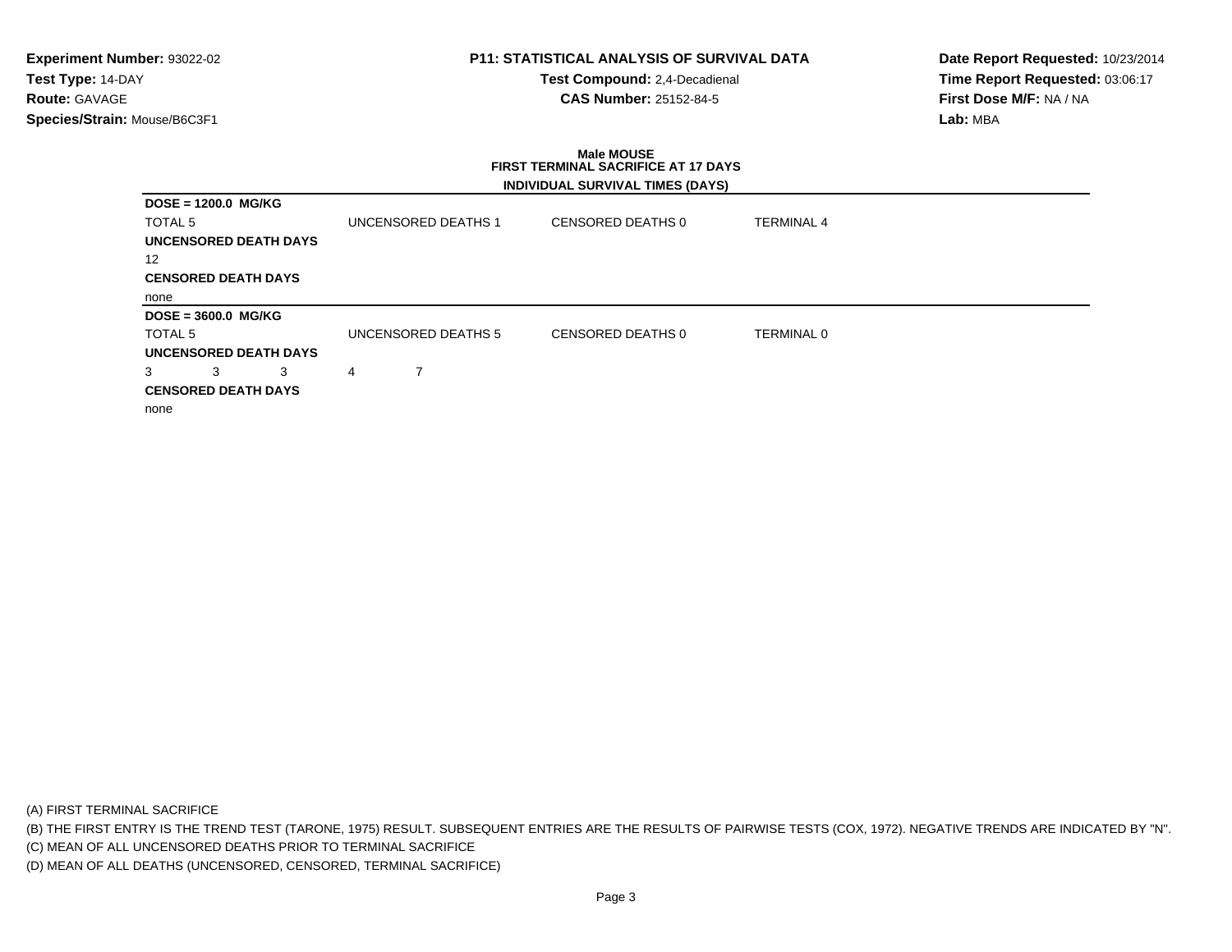**Experiment Number:** 93022-02
**Test Type:** 14-DAY
**Route:** GAVAGE
**Species/Strain:** Mouse/B6C3F1

**P11: STATISTICAL ANALYSIS OF SURVIVAL DATA**
**Test Compound:** 2,4-Decadienal
**CAS Number:** 25152-84-5

**Date Report Requested:** 10/23/2014
**Time Report Requested:** 03:06:17
**First Dose M/F:** NA / NA
**Lab:** MBA

**Male MOUSE**
**FIRST TERMINAL SACRIFICE AT 17 DAYS**
**INDIVIDUAL SURVIVAL TIMES (DAYS)**

**DOSE = 1200.0 MG/KG**

TOTAL 5 | UNCENSORED DEATHS 1 | CENSORED DEATHS 0 | TERMINAL 4

**UNCENSORED DEATH DAYS**

12

**CENSORED DEATH DAYS**

none

**DOSE = 3600.0 MG/KG**

TOTAL 5 | UNCENSORED DEATHS 5 | CENSORED DEATHS 0 | TERMINAL 0

**UNCENSORED DEATH DAYS**

3 3 3 4 7

**CENSORED DEATH DAYS**

none

(A) FIRST TERMINAL SACRIFICE
(B) THE FIRST ENTRY IS THE TREND TEST (TARONE, 1975) RESULT. SUBSEQUENT ENTRIES ARE THE RESULTS OF PAIRWISE TESTS (COX, 1972). NEGATIVE TRENDS ARE INDICATED BY "N".
(C) MEAN OF ALL UNCENSORED DEATHS PRIOR TO TERMINAL SACRIFICE
(D) MEAN OF ALL DEATHS (UNCENSORED, CENSORED, TERMINAL SACRIFICE)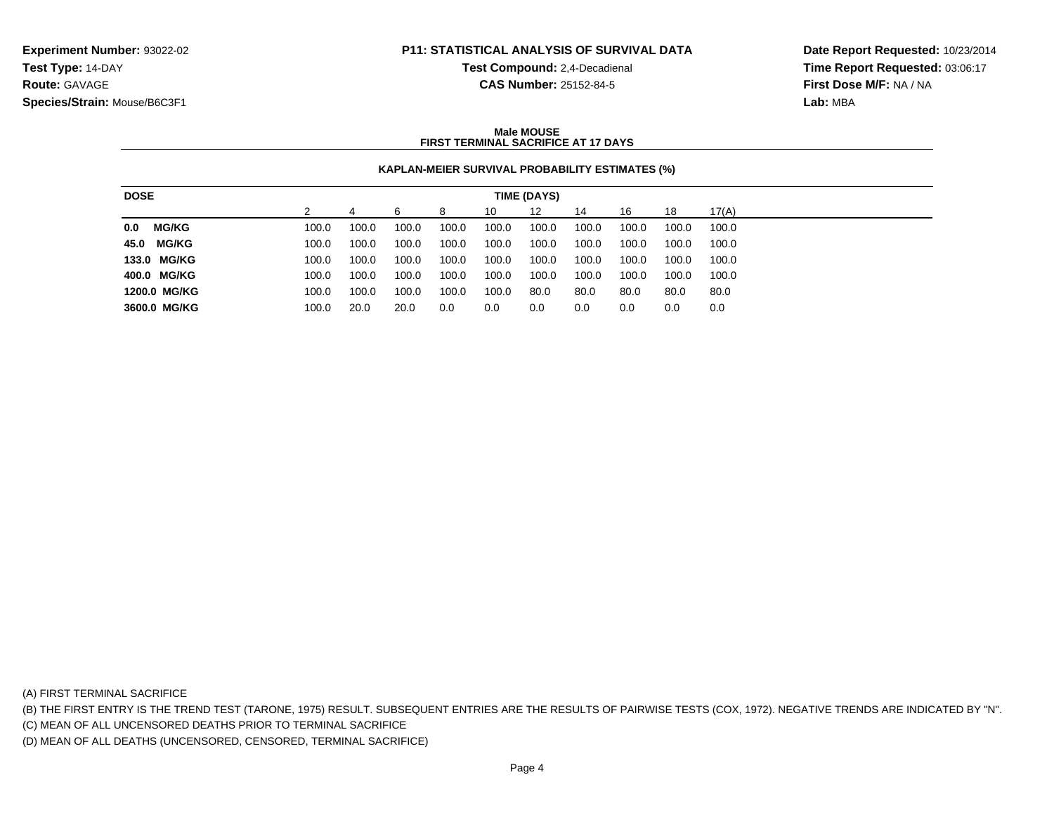**Experiment Number:** 93022-02
**Test Type:** 14-DAY
**Route:** GAVAGE
**Species/Strain:** Mouse/B6C3F1

**P11: STATISTICAL ANALYSIS OF SURVIVAL DATA**
**Test Compound:** 2,4-Decadienal
**CAS Number:** 25152-84-5

**Date Report Requested:** 10/23/2014
**Time Report Requested:** 03:06:17
**First Dose M/F:** NA / NA
**Lab:** MBA

**Male MOUSE**
**FIRST TERMINAL SACRIFICE AT 17 DAYS**

**KAPLAN-MEIER SURVIVAL PROBABILITY ESTIMATES (%)**

| DOSE | TIME (DAYS) | | | | | | | | | |
|---|---|---|---|---|---|---|---|---|---|---|
| | 2 | 4 | 6 | 8 | 10 | 12 | 14 | 16 | 18 | 17(A) |
| **0.0 MG/KG** | 100.0 | 100.0 | 100.0 | 100.0 | 100.0 | 100.0 | 100.0 | 100.0 | 100.0 | 100.0 |
| **45.0 MG/KG** | 100.0 | 100.0 | 100.0 | 100.0 | 100.0 | 100.0 | 100.0 | 100.0 | 100.0 | 100.0 |
| **133.0 MG/KG** | 100.0 | 100.0 | 100.0 | 100.0 | 100.0 | 100.0 | 100.0 | 100.0 | 100.0 | 100.0 |
| **400.0 MG/KG** | 100.0 | 100.0 | 100.0 | 100.0 | 100.0 | 100.0 | 100.0 | 100.0 | 100.0 | 100.0 |
| **1200.0 MG/KG** | 100.0 | 100.0 | 100.0 | 100.0 | 100.0 | 80.0 | 80.0 | 80.0 | 80.0 | 80.0 |
| **3600.0 MG/KG** | 100.0 | 20.0 | 20.0 | 0.0 | 0.0 | 0.0 | 0.0 | 0.0 | 0.0 | 0.0 |

(A) FIRST TERMINAL SACRIFICE
(B) THE FIRST ENTRY IS THE TREND TEST (TARONE, 1975) RESULT. SUBSEQUENT ENTRIES ARE THE RESULTS OF PAIRWISE TESTS (COX, 1972). NEGATIVE TRENDS ARE INDICATED BY "N".
(C) MEAN OF ALL UNCENSORED DEATHS PRIOR TO TERMINAL SACRIFICE
(D) MEAN OF ALL DEATHS (UNCENSORED, CENSORED, TERMINAL SACRIFICE)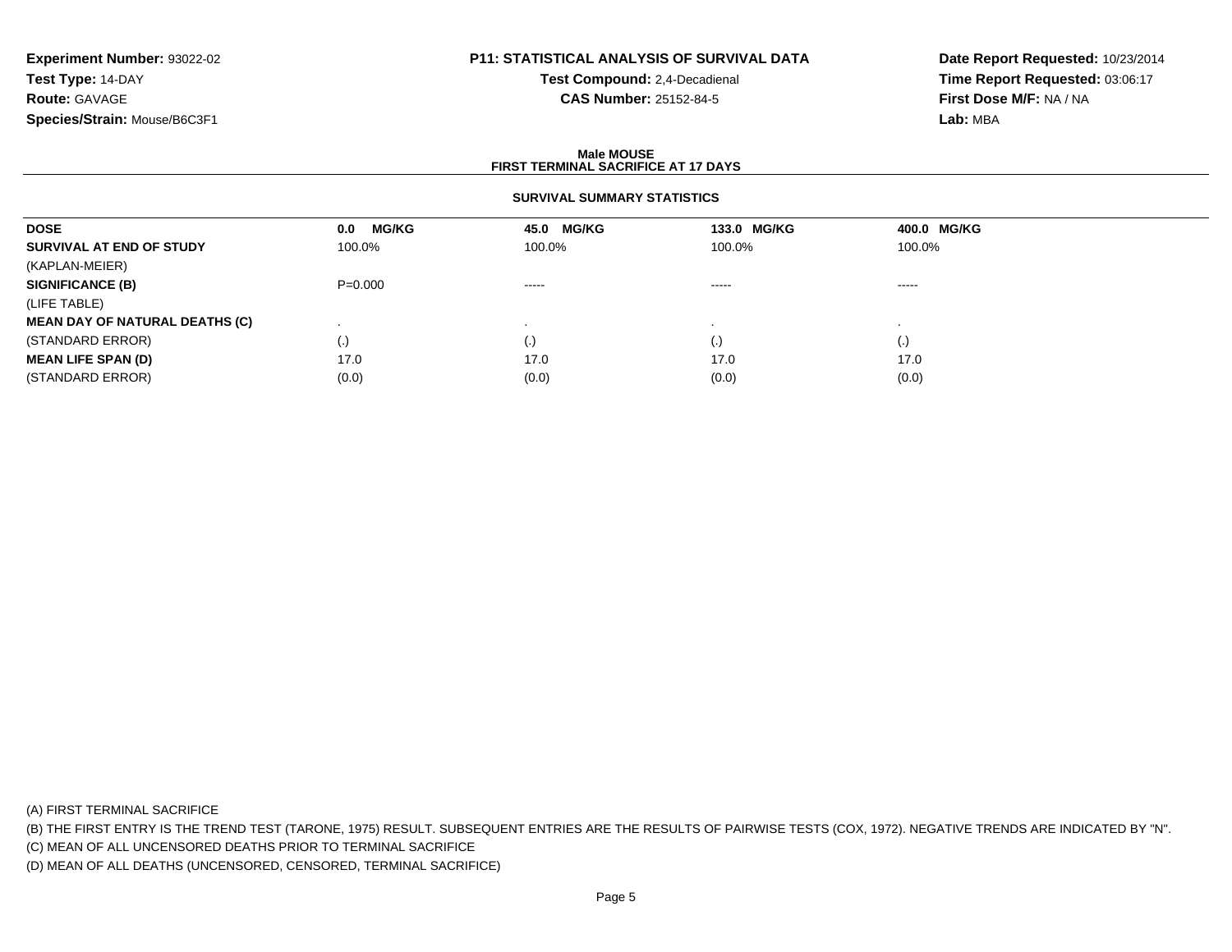**Experiment Number:** 93022-02
**Test Type:** 14-DAY
**Route:** GAVAGE
**Species/Strain:** Mouse/B6C3F1

**P11: STATISTICAL ANALYSIS OF SURVIVAL DATA**
**Test Compound:** 2,4-Decadienal
**CAS Number:** 25152-84-5

**Date Report Requested:** 10/23/2014
**Time Report Requested:** 03:06:17
**First Dose M/F:** NA / NA
**Lab:** MBA

**Male MOUSE**
**FIRST TERMINAL SACRIFICE AT 17 DAYS**

**SURVIVAL SUMMARY STATISTICS**

| DOSE | 0.0 MG/KG | 45.0 MG/KG | 133.0 MG/KG | 400.0 MG/KG |
|---|---|---|---|---|
| **SURVIVAL AT END OF STUDY** | 100.0% | 100.0% | 100.0% | 100.0% |
| (KAPLAN-MEIER) | | | | |
| **SIGNIFICANCE (B)** | P=0.000 | ----- | ----- | ----- |
| (LIFE TABLE) | | | | |
| **MEAN DAY OF NATURAL DEATHS (C)** | . | . | . | . |
| (STANDARD ERROR) | (.) | (.) | (.) | (.) |
| **MEAN LIFE SPAN (D)** | 17.0 | 17.0 | 17.0 | 17.0 |
| (STANDARD ERROR) | (0.0) | (0.0) | (0.0) | (0.0) |

(A) FIRST TERMINAL SACRIFICE
(B) THE FIRST ENTRY IS THE TREND TEST (TARONE, 1975) RESULT. SUBSEQUENT ENTRIES ARE THE RESULTS OF PAIRWISE TESTS (COX, 1972). NEGATIVE TRENDS ARE INDICATED BY "N".
(C) MEAN OF ALL UNCENSORED DEATHS PRIOR TO TERMINAL SACRIFICE
(D) MEAN OF ALL DEATHS (UNCENSORED, CENSORED, TERMINAL SACRIFICE)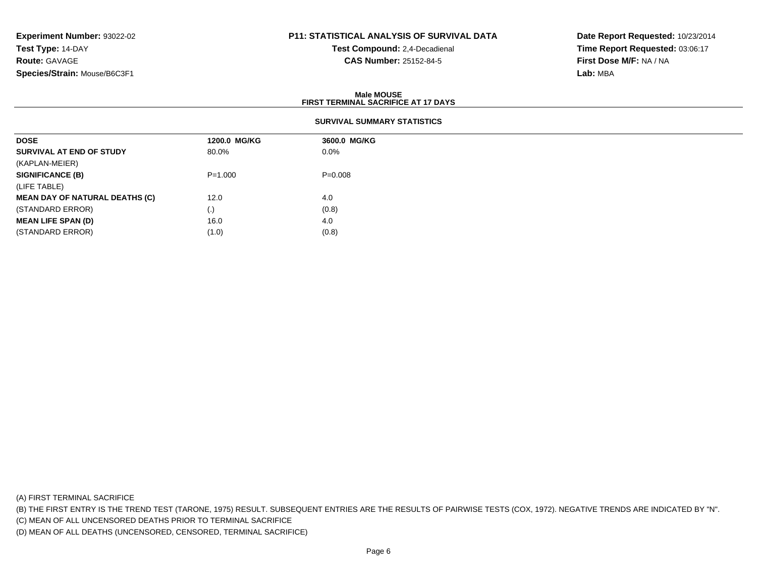**Experiment Number:** 93022-02
**Test Type:** 14-DAY
**Route:** GAVAGE
**Species/Strain:** Mouse/B6C3F1

**P11: STATISTICAL ANALYSIS OF SURVIVAL DATA**
**Test Compound:** 2,4-Decadienal
**CAS Number:** 25152-84-5

**Date Report Requested:** 10/23/2014
**Time Report Requested:** 03:06:17
**First Dose M/F:** NA / NA
**Lab:** MBA

## Male MOUSE
## FIRST TERMINAL SACRIFICE AT 17 DAYS

### SURVIVAL SUMMARY STATISTICS

| DOSE | 1200.0 MG/KG | 3600.0 MG/KG |
|---|---|---|
| **SURVIVAL AT END OF STUDY** | 80.0% | 0.0% |
| (KAPLAN-MEIER) | | |
| **SIGNIFICANCE (B)** | P=1.000 | P=0.008 |
| (LIFE TABLE) | | |
| **MEAN DAY OF NATURAL DEATHS (C)** | 12.0 | 4.0 |
| (STANDARD ERROR) | (.) | (0.8) |
| **MEAN LIFE SPAN (D)** | 16.0 | 4.0 |
| (STANDARD ERROR) | (1.0) | (0.8) |

(A) FIRST TERMINAL SACRIFICE
(B) THE FIRST ENTRY IS THE TREND TEST (TARONE, 1975) RESULT. SUBSEQUENT ENTRIES ARE THE RESULTS OF PAIRWISE TESTS (COX, 1972). NEGATIVE TRENDS ARE INDICATED BY "N".
(C) MEAN OF ALL UNCENSORED DEATHS PRIOR TO TERMINAL SACRIFICE
(D) MEAN OF ALL DEATHS (UNCENSORED, CENSORED, TERMINAL SACRIFICE)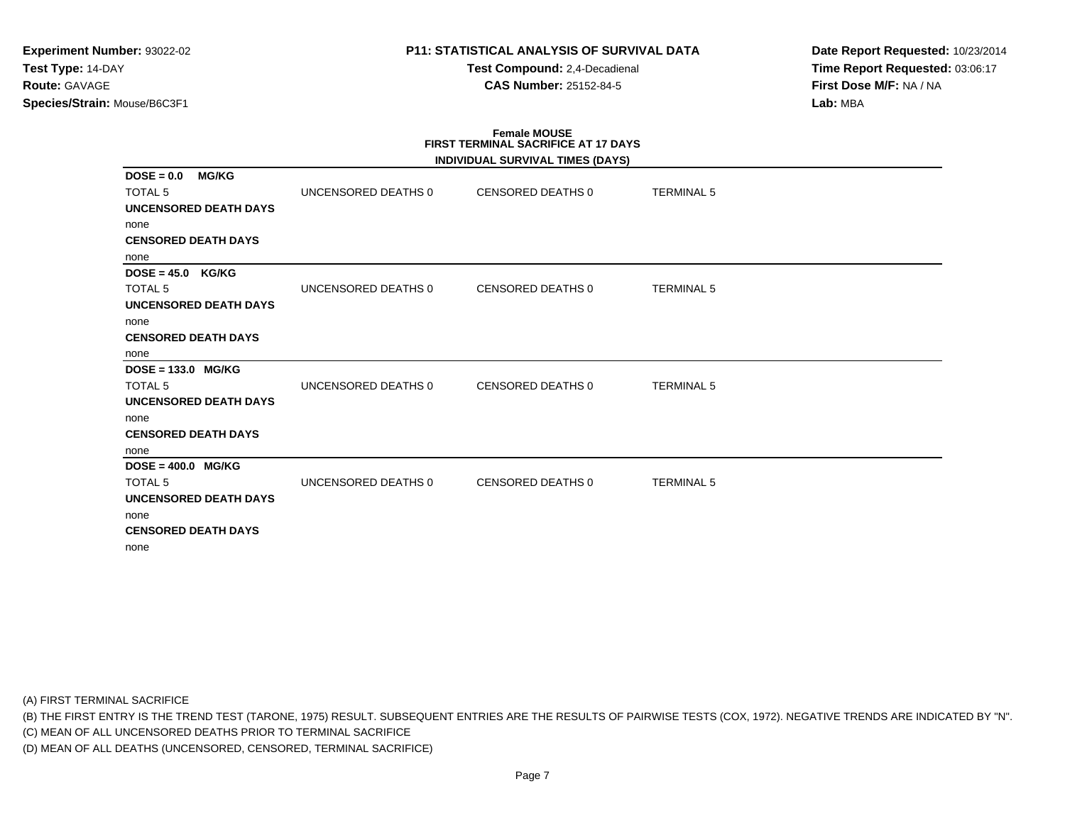**Experiment Number:** 93022-02
**Test Type:** 14-DAY
**Route:** GAVAGE
**Species/Strain:** Mouse/B6C3F1

**P11: STATISTICAL ANALYSIS OF SURVIVAL DATA**
**Test Compound:** 2,4-Decadienal
**CAS Number:** 25152-84-5

**Date Report Requested:** 10/23/2014
**Time Report Requested:** 03:06:17
**First Dose M/F:** NA / NA
**Lab:** MBA

**Female MOUSE**
**FIRST TERMINAL SACRIFICE AT 17 DAYS**
**INDIVIDUAL SURVIVAL TIMES (DAYS)**

**DOSE = 0.0 MG/KG**

| TOTAL 5 | UNCENSORED DEATHS 0 | CENSORED DEATHS 0 | TERMINAL 5 |
|---|---|---|---|

**UNCENSORED DEATH DAYS**
none
**CENSORED DEATH DAYS**
none

**DOSE = 45.0 KG/KG**

| TOTAL 5 | UNCENSORED DEATHS 0 | CENSORED DEATHS 0 | TERMINAL 5 |
|---|---|---|---|

**UNCENSORED DEATH DAYS**
none
**CENSORED DEATH DAYS**
none

**DOSE = 133.0 MG/KG**

| TOTAL 5 | UNCENSORED DEATHS 0 | CENSORED DEATHS 0 | TERMINAL 5 |
|---|---|---|---|

**UNCENSORED DEATH DAYS**
none
**CENSORED DEATH DAYS**
none

**DOSE = 400.0 MG/KG**

| TOTAL 5 | UNCENSORED DEATHS 0 | CENSORED DEATHS 0 | TERMINAL 5 |
|---|---|---|---|

**UNCENSORED DEATH DAYS**
none
**CENSORED DEATH DAYS**
none

(A) FIRST TERMINAL SACRIFICE
(B) THE FIRST ENTRY IS THE TREND TEST (TARONE, 1975) RESULT. SUBSEQUENT ENTRIES ARE THE RESULTS OF PAIRWISE TESTS (COX, 1972). NEGATIVE TRENDS ARE INDICATED BY "N".
(C) MEAN OF ALL UNCENSORED DEATHS PRIOR TO TERMINAL SACRIFICE
(D) MEAN OF ALL DEATHS (UNCENSORED, CENSORED, TERMINAL SACRIFICE)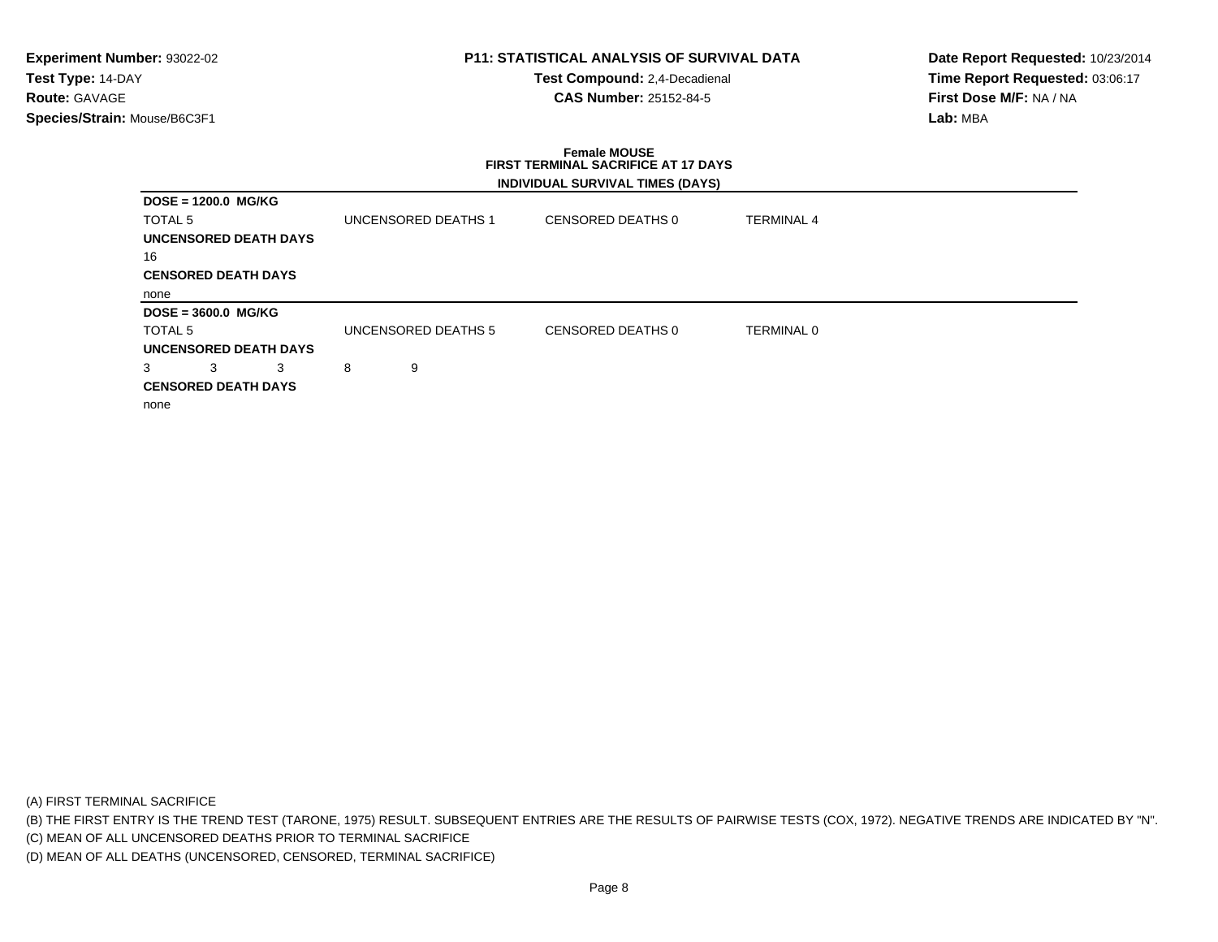**Experiment Number:** 93022-02
**Test Type:** 14-DAY
**Route:** GAVAGE
**Species/Strain:** Mouse/B6C3F1

**P11: STATISTICAL ANALYSIS OF SURVIVAL DATA**
**Test Compound:** 2,4-Decadienal
**CAS Number:** 25152-84-5

**Date Report Requested:** 10/23/2014
**Time Report Requested:** 03:06:17
**First Dose M/F:** NA / NA
**Lab:** MBA

**Female MOUSE**
**FIRST TERMINAL SACRIFICE AT 17 DAYS**
**INDIVIDUAL SURVIVAL TIMES (DAYS)**

**DOSE = 1200.0 MG/KG**

TOTAL 5 | UNCENSORED DEATHS 1 | CENSORED DEATHS 0 | TERMINAL 4

**UNCENSORED DEATH DAYS**

16

**CENSORED DEATH DAYS**

none

**DOSE = 3600.0 MG/KG**

TOTAL 5 | UNCENSORED DEATHS 5 | CENSORED DEATHS 0 | TERMINAL 0

**UNCENSORED DEATH DAYS**

3 3 3 8 9

**CENSORED DEATH DAYS**

none

(A) FIRST TERMINAL SACRIFICE
(B) THE FIRST ENTRY IS THE TREND TEST (TARONE, 1975) RESULT. SUBSEQUENT ENTRIES ARE THE RESULTS OF PAIRWISE TESTS (COX, 1972). NEGATIVE TRENDS ARE INDICATED BY "N".
(C) MEAN OF ALL UNCENSORED DEATHS PRIOR TO TERMINAL SACRIFICE
(D) MEAN OF ALL DEATHS (UNCENSORED, CENSORED, TERMINAL SACRIFICE)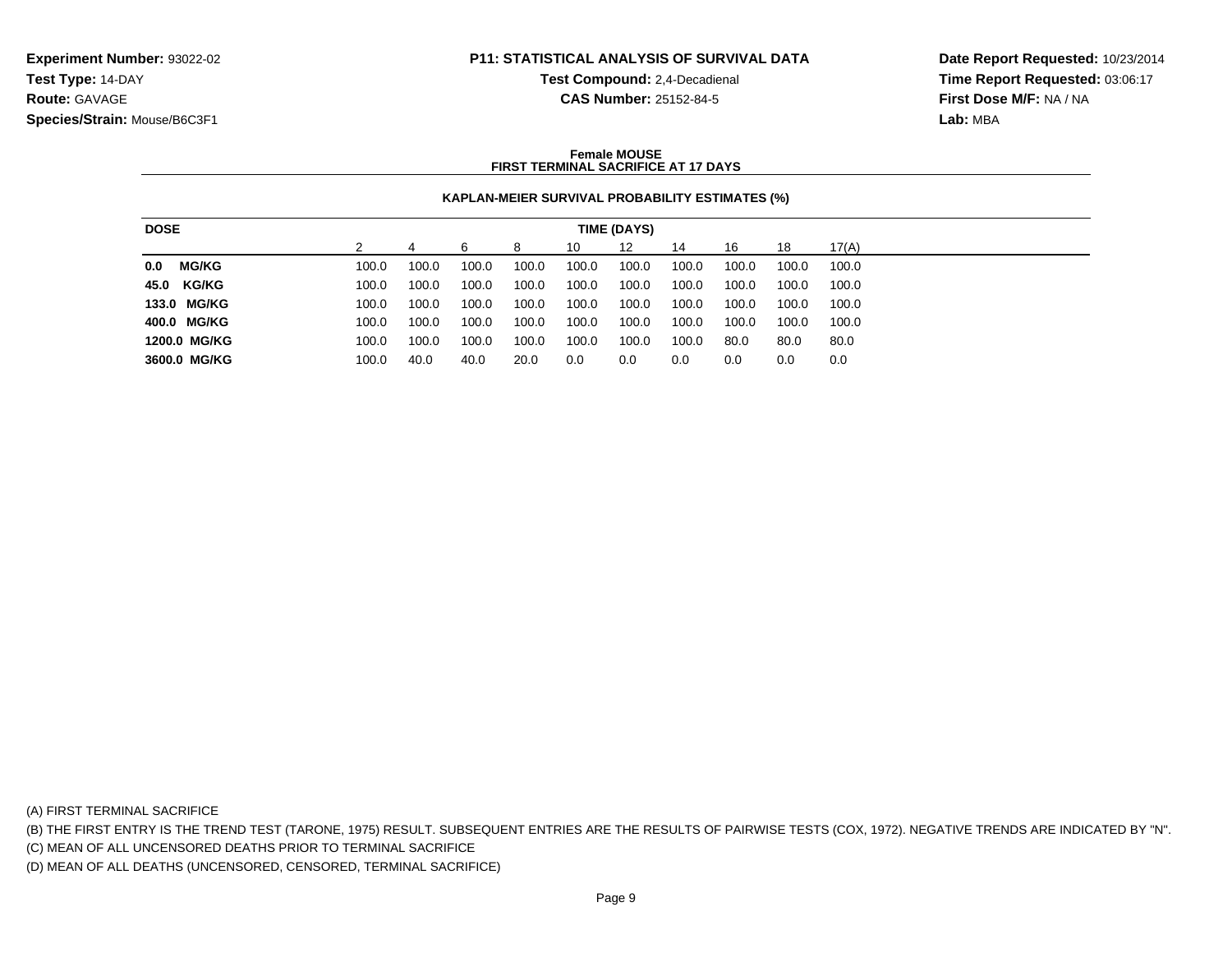**Experiment Number:** 93022-02
**Test Type:** 14-DAY
**Route:** GAVAGE
**Species/Strain:** Mouse/B6C3F1

**P11: STATISTICAL ANALYSIS OF SURVIVAL DATA**
**Test Compound:** 2,4-Decadienal
**CAS Number:** 25152-84-5

**Date Report Requested:** 10/23/2014
**Time Report Requested:** 03:06:17
**First Dose M/F:** NA / NA
**Lab:** MBA

**Female MOUSE**
**FIRST TERMINAL SACRIFICE AT 17 DAYS**

**KAPLAN-MEIER SURVIVAL PROBABILITY ESTIMATES (%)**

| DOSE | TIME (DAYS) | | | | | | | | | |
|---|---|---|---|---|---|---|---|---|---|---|
| | 2 | 4 | 6 | 8 | 10 | 12 | 14 | 16 | 18 | 17(A) |
| **0.0 MG/KG** | 100.0 | 100.0 | 100.0 | 100.0 | 100.0 | 100.0 | 100.0 | 100.0 | 100.0 | 100.0 |
| **45.0 KG/KG** | 100.0 | 100.0 | 100.0 | 100.0 | 100.0 | 100.0 | 100.0 | 100.0 | 100.0 | 100.0 |
| **133.0 MG/KG** | 100.0 | 100.0 | 100.0 | 100.0 | 100.0 | 100.0 | 100.0 | 100.0 | 100.0 | 100.0 |
| **400.0 MG/KG** | 100.0 | 100.0 | 100.0 | 100.0 | 100.0 | 100.0 | 100.0 | 100.0 | 100.0 | 100.0 |
| **1200.0 MG/KG** | 100.0 | 100.0 | 100.0 | 100.0 | 100.0 | 100.0 | 100.0 | 80.0 | 80.0 | 80.0 |
| **3600.0 MG/KG** | 100.0 | 40.0 | 40.0 | 20.0 | 0.0 | 0.0 | 0.0 | 0.0 | 0.0 | 0.0 |

(A) FIRST TERMINAL SACRIFICE
(B) THE FIRST ENTRY IS THE TREND TEST (TARONE, 1975) RESULT. SUBSEQUENT ENTRIES ARE THE RESULTS OF PAIRWISE TESTS (COX, 1972). NEGATIVE TRENDS ARE INDICATED BY "N".
(C) MEAN OF ALL UNCENSORED DEATHS PRIOR TO TERMINAL SACRIFICE
(D) MEAN OF ALL DEATHS (UNCENSORED, CENSORED, TERMINAL SACRIFICE)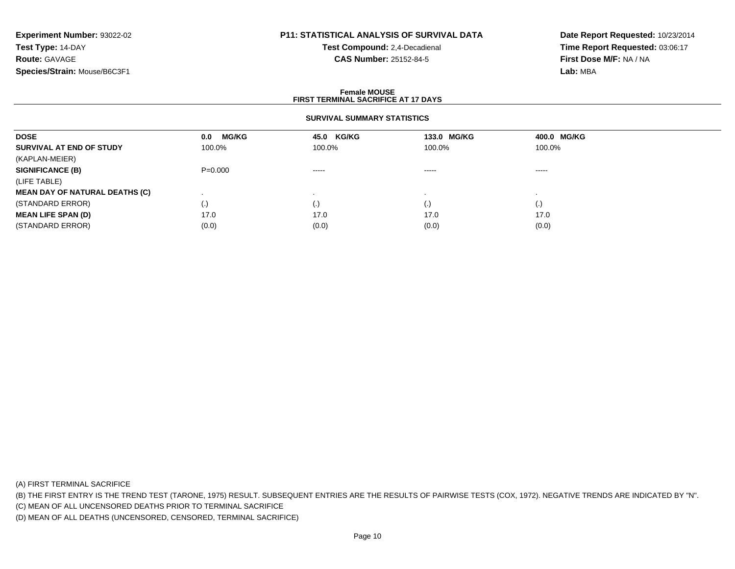**Experiment Number:** 93022-02
**Test Type:** 14-DAY
**Route:** GAVAGE
**Species/Strain:** Mouse/B6C3F1

**P11: STATISTICAL ANALYSIS OF SURVIVAL DATA**
**Test Compound:** 2,4-Decadienal
**CAS Number:** 25152-84-5

**Date Report Requested:** 10/23/2014
**Time Report Requested:** 03:06:17
**First Dose M/F:** NA / NA
**Lab:** MBA

## Female MOUSE
## FIRST TERMINAL SACRIFICE AT 17 DAYS

### SURVIVAL SUMMARY STATISTICS

| DOSE | 0.0 MG/KG | 45.0 KG/KG | 133.0 MG/KG | 400.0 MG/KG |
|---|---|---|---|---|
| **SURVIVAL AT END OF STUDY** | 100.0% | 100.0% | 100.0% | 100.0% |
| (KAPLAN-MEIER) | | | | |
| **SIGNIFICANCE (B)** | P=0.000 | ----- | ----- | ----- |
| (LIFE TABLE) | | | | |
| **MEAN DAY OF NATURAL DEATHS (C)** | . | . | . | . |
| (STANDARD ERROR) | (.) | (.) | (.) | (.) |
| **MEAN LIFE SPAN (D)** | 17.0 | 17.0 | 17.0 | 17.0 |
| (STANDARD ERROR) | (0.0) | (0.0) | (0.0) | (0.0) |

(A) FIRST TERMINAL SACRIFICE
(B) THE FIRST ENTRY IS THE TREND TEST (TARONE, 1975) RESULT. SUBSEQUENT ENTRIES ARE THE RESULTS OF PAIRWISE TESTS (COX, 1972). NEGATIVE TRENDS ARE INDICATED BY "N".
(C) MEAN OF ALL UNCENSORED DEATHS PRIOR TO TERMINAL SACRIFICE
(D) MEAN OF ALL DEATHS (UNCENSORED, CENSORED, TERMINAL SACRIFICE)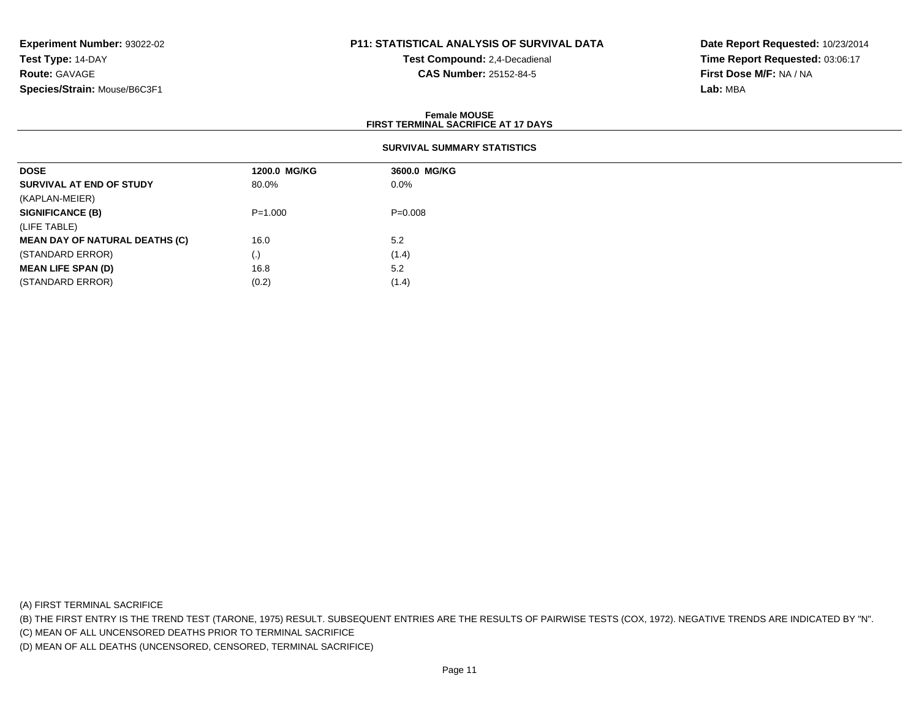**Experiment Number:** 93022-02
**Test Type:** 14-DAY
**Route:** GAVAGE
**Species/Strain:** Mouse/B6C3F1

**P11: STATISTICAL ANALYSIS OF SURVIVAL DATA**
**Test Compound:** 2,4-Decadienal
**CAS Number:** 25152-84-5

**Date Report Requested:** 10/23/2014
**Time Report Requested:** 03:06:17
**First Dose M/F:** NA / NA
**Lab:** MBA

**Female MOUSE**
**FIRST TERMINAL SACRIFICE AT 17 DAYS**

**SURVIVAL SUMMARY STATISTICS**

| **DOSE** | **1200.0 MG/KG** | **3600.0 MG/KG** |
|---|---|---|
| **SURVIVAL AT END OF STUDY** | 80.0% | 0.0% |
| (KAPLAN-MEIER) | | |
| **SIGNIFICANCE (B)** | P=1.000 | P=0.008 |
| (LIFE TABLE) | | |
| **MEAN DAY OF NATURAL DEATHS (C)** | 16.0 | 5.2 |
| (STANDARD ERROR) | (.) | (1.4) |
| **MEAN LIFE SPAN (D)** | 16.8 | 5.2 |
| (STANDARD ERROR) | (0.2) | (1.4) |

(A) FIRST TERMINAL SACRIFICE
(B) THE FIRST ENTRY IS THE TREND TEST (TARONE, 1975) RESULT. SUBSEQUENT ENTRIES ARE THE RESULTS OF PAIRWISE TESTS (COX, 1972). NEGATIVE TRENDS ARE INDICATED BY "N".
(C) MEAN OF ALL UNCENSORED DEATHS PRIOR TO TERMINAL SACRIFICE
(D) MEAN OF ALL DEATHS (UNCENSORED, CENSORED, TERMINAL SACRIFICE)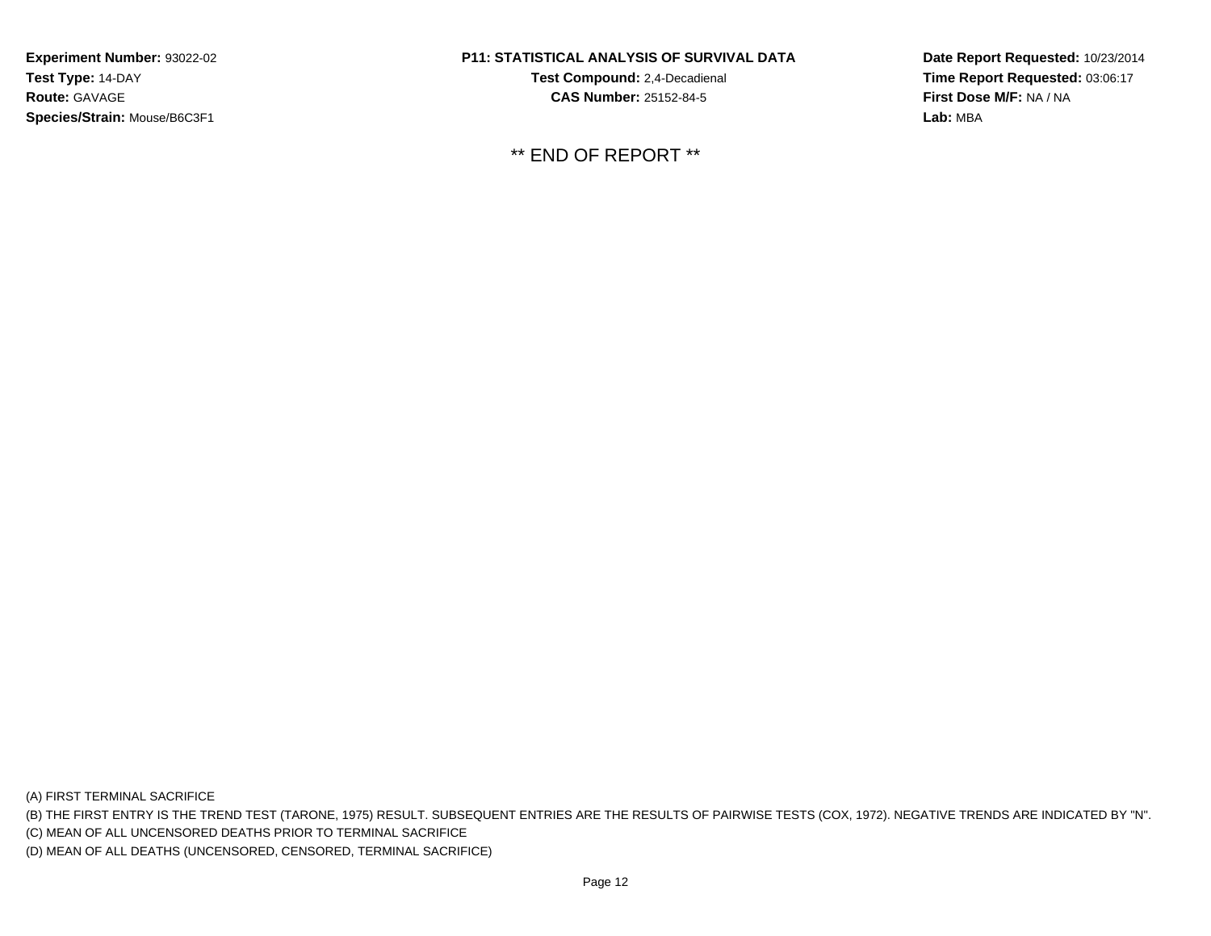**Experiment Number:** 93022-02
**Test Type:** 14-DAY
**Route:** GAVAGE
**Species/Strain:** Mouse/B6C3F1

**P11: STATISTICAL ANALYSIS OF SURVIVAL DATA**
**Test Compound:** 2,4-Decadienal
**CAS Number:** 25152-84-5

**Date Report Requested:** 10/23/2014
**Time Report Requested:** 03:06:17
**First Dose M/F:** NA / NA
**Lab:** MBA

** END OF REPORT **

(A) FIRST TERMINAL SACRIFICE
(B) THE FIRST ENTRY IS THE TREND TEST (TARONE, 1975) RESULT. SUBSEQUENT ENTRIES ARE THE RESULTS OF PAIRWISE TESTS (COX, 1972). NEGATIVE TRENDS ARE INDICATED BY "N".
(C) MEAN OF ALL UNCENSORED DEATHS PRIOR TO TERMINAL SACRIFICE
(D) MEAN OF ALL DEATHS (UNCENSORED, CENSORED, TERMINAL SACRIFICE)